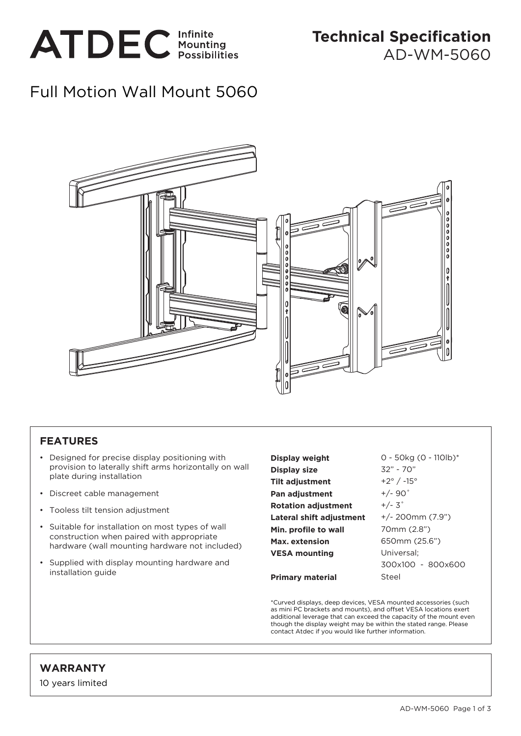ATDEC Infinite Mounting Possibilities

# Technical Specification

AD-WM-5060

## Full Motion Wall Mount 5060

### FEATURES

- Designed for precise display positioning with provision to laterally shift arms horizontally on wall plate during installation
- Discreet cable management
- Tooless tilt tension adjustment
- Suitable for installation on most types of wall construction when paired with appropriate hardware (wall mounting hardware not included)
- Supplied with display mounting hardware and installation guide

| | |
|---|---|
| **Display weight** | 0 - 50kg (0 - 110lb)* |
| **Display size** | 32" - 70" |
| **Tilt adjustment** | +2° / -15° |
| **Pan adjustment** | +/- 90˚ |
| **Rotation adjustment** | +/- 3˚ |
| **Lateral shift adjustment** | +/- 200mm (7.9") |
| **Min. profile to wall** | 70mm (2.8") |
| **Max. extension** | 650mm (25.6") |
| **VESA mounting** | Universal; 300x100 - 800x600 |
| **Primary material** | Steel |

*Curved displays, deep devices, VESA mounted accessories (such as mini PC brackets and mounts), and offset VESA locations exert additional leverage that can exceed the capacity of the mount even though the display weight may be within the stated range. Please contact Atdec if you would like further information.

### WARRANTY

10 years limited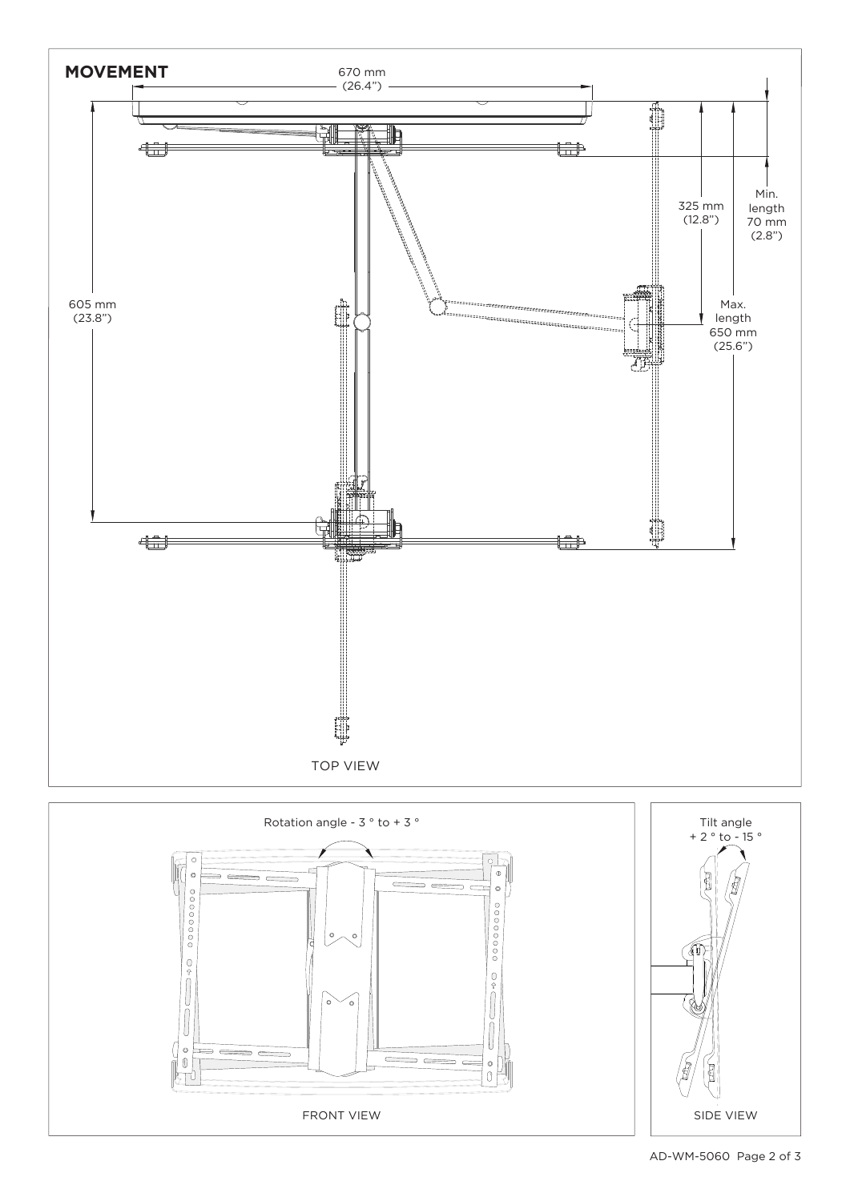## MOVEMENT

670 mm (26.4")

605 mm (23.8")

325 mm (12.8")

Min. length 70 mm (2.8")

Max. length 650 mm (25.6")

TOP VIEW

Rotation angle - 3 ° to + 3 °

FRONT VIEW

Tilt angle + 2 ° to - 15 °

SIDE VIEW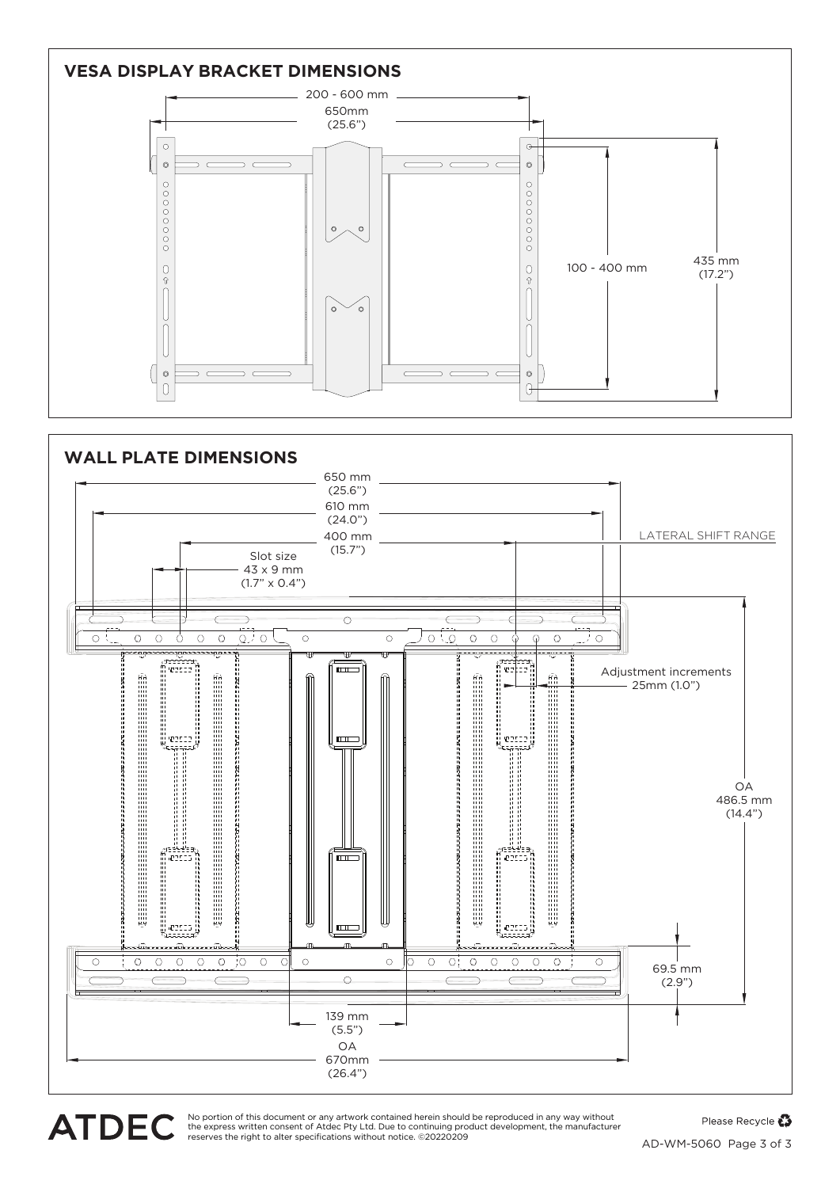## VESA DISPLAY BRACKET DIMENSIONS

200 - 600 mm

650mm
(25.6")

100 - 400 mm

435 mm
(17.2")

## WALL PLATE DIMENSIONS

650 mm
(25.6")

610 mm
(24.0")

400 mm
(15.7")

LATERAL SHIFT RANGE

Slot size
43 x 9 mm
(1.7" x 0.4")

Adjustment increments
25mm (1.0")

OA
486.5 mm
(14.4")

69.5 mm
(2.9")

139 mm
(5.5")

OA
670mm
(26.4")

ATDEC

No portion of this document or any artwork contained herein should be reproduced in any way without the express written consent of Atdec Pty Ltd. Due to continuing product development, the manufacturer reserves the right to alter specifications without notice. ©20220209

Please Recycle

AD-WM-5060